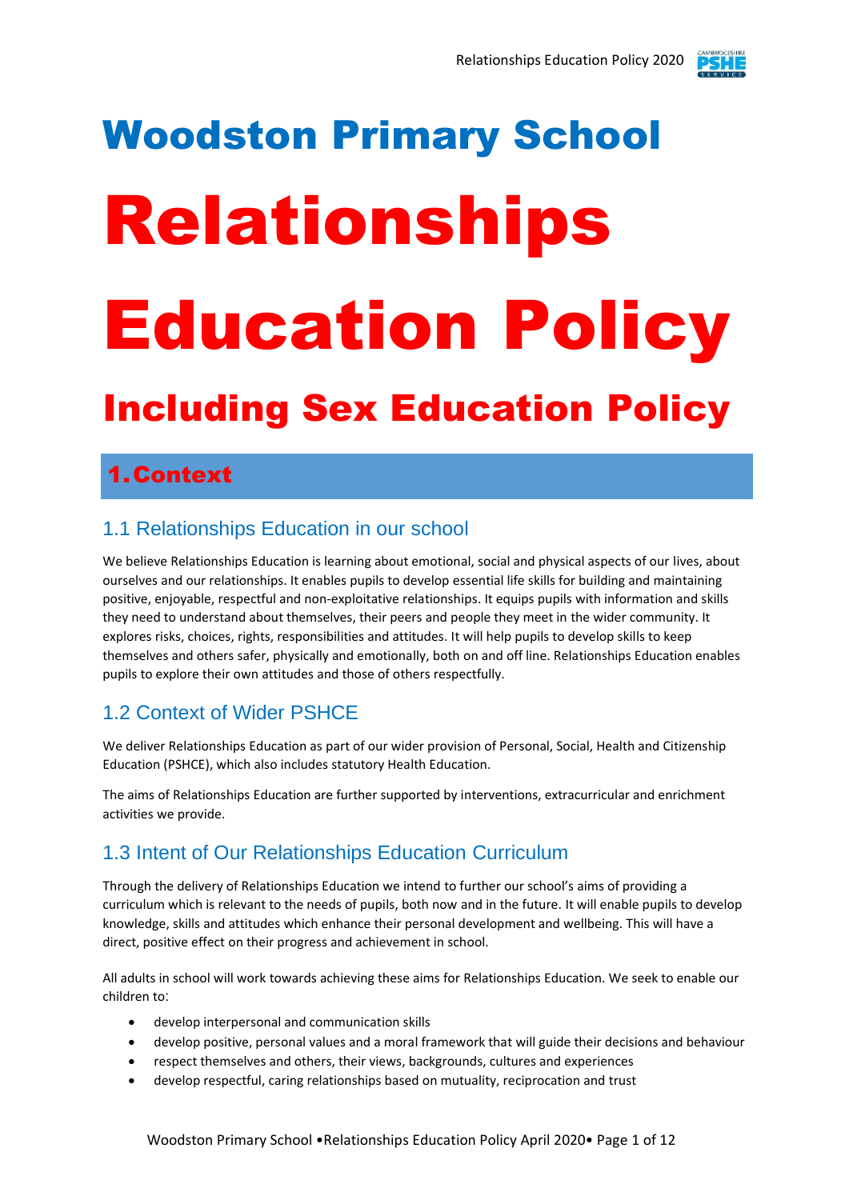# Woodston Primary School

# Relationships Education Policy

## Including Sex Education Policy

## 1. Context

### 1.1 Relationships Education in our school

We believe Relationships Education is learning about emotional, social and physical aspects of our lives, about ourselves and our relationships. It enables pupils to develop essential life skills for building and maintaining positive, enjoyable, respectful and non-exploitative relationships. It equips pupils with information and skills they need to understand about themselves, their peers and people they meet in the wider community. It explores risks, choices, rights, responsibilities and attitudes. It will help pupils to develop skills to keep themselves and others safer, physically and emotionally, both on and off line. Relationships Education enables pupils to explore their own attitudes and those of others respectfully.

### 1.2 Context of Wider PSHCE

We deliver Relationships Education as part of our wider provision of Personal, Social, Health and Citizenship Education (PSHCE), which also includes statutory Health Education.

The aims of Relationships Education are further supported by interventions, extracurricular and enrichment activities we provide.

### 1.3 Intent of Our Relationships Education Curriculum

Through the delivery of Relationships Education we intend to further our school's aims of providing a curriculum which is relevant to the needs of pupils, both now and in the future. It will enable pupils to develop knowledge, skills and attitudes which enhance their personal development and wellbeing. This will have a direct, positive effect on their progress and achievement in school.

All adults in school will work towards achieving these aims for Relationships Education. We seek to enable our children to:

- develop interpersonal and communication skills
- develop positive, personal values and a moral framework that will guide their decisions and behaviour
- respect themselves and others, their views, backgrounds, cultures and experiences
- develop respectful, caring relationships based on mutuality, reciprocation and trust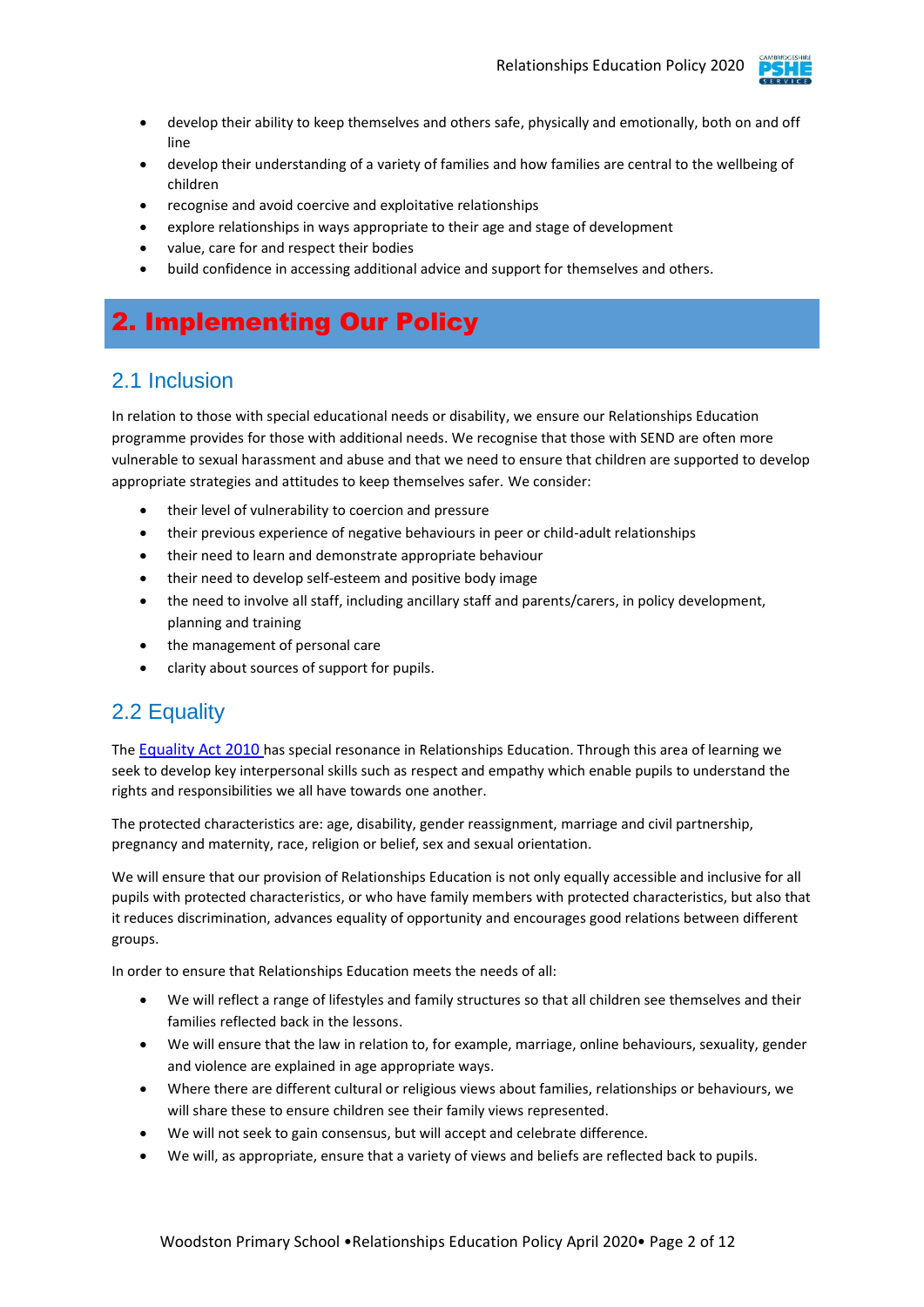- develop their ability to keep themselves and others safe, physically and emotionally, both on and off line
- develop their understanding of a variety of families and how families are central to the wellbeing of children
- recognise and avoid coercive and exploitative relationships
- explore relationships in ways appropriate to their age and stage of development
- value, care for and respect their bodies
- build confidence in accessing additional advice and support for themselves and others.

# 2. Implementing Our Policy

## 2.1 Inclusion

In relation to those with special educational needs or disability, we ensure our Relationships Education programme provides for those with additional needs. We recognise that those with SEND are often more vulnerable to sexual harassment and abuse and that we need to ensure that children are supported to develop appropriate strategies and attitudes to keep themselves safer. We consider:

- their level of vulnerability to coercion and pressure
- their previous experience of negative behaviours in peer or child-adult relationships
- their need to learn and demonstrate appropriate behaviour
- their need to develop self-esteem and positive body image
- the need to involve all staff, including ancillary staff and parents/carers, in policy development, planning and training
- the management of personal care
- clarity about sources of support for pupils.

## 2.2 Equality

The Equality Act 2010 has special resonance in Relationships Education. Through this area of learning we seek to develop key interpersonal skills such as respect and empathy which enable pupils to understand the rights and responsibilities we all have towards one another.

The protected characteristics are: age, disability, gender reassignment, marriage and civil partnership, pregnancy and maternity, race, religion or belief, sex and sexual orientation.

We will ensure that our provision of Relationships Education is not only equally accessible and inclusive for all pupils with protected characteristics, or who have family members with protected characteristics, but also that it reduces discrimination, advances equality of opportunity and encourages good relations between different groups.

In order to ensure that Relationships Education meets the needs of all:

- We will reflect a range of lifestyles and family structures so that all children see themselves and their families reflected back in the lessons.
- We will ensure that the law in relation to, for example, marriage, online behaviours, sexuality, gender and violence are explained in age appropriate ways.
- Where there are different cultural or religious views about families, relationships or behaviours, we will share these to ensure children see their family views represented.
- We will not seek to gain consensus, but will accept and celebrate difference.
- We will, as appropriate, ensure that a variety of views and beliefs are reflected back to pupils.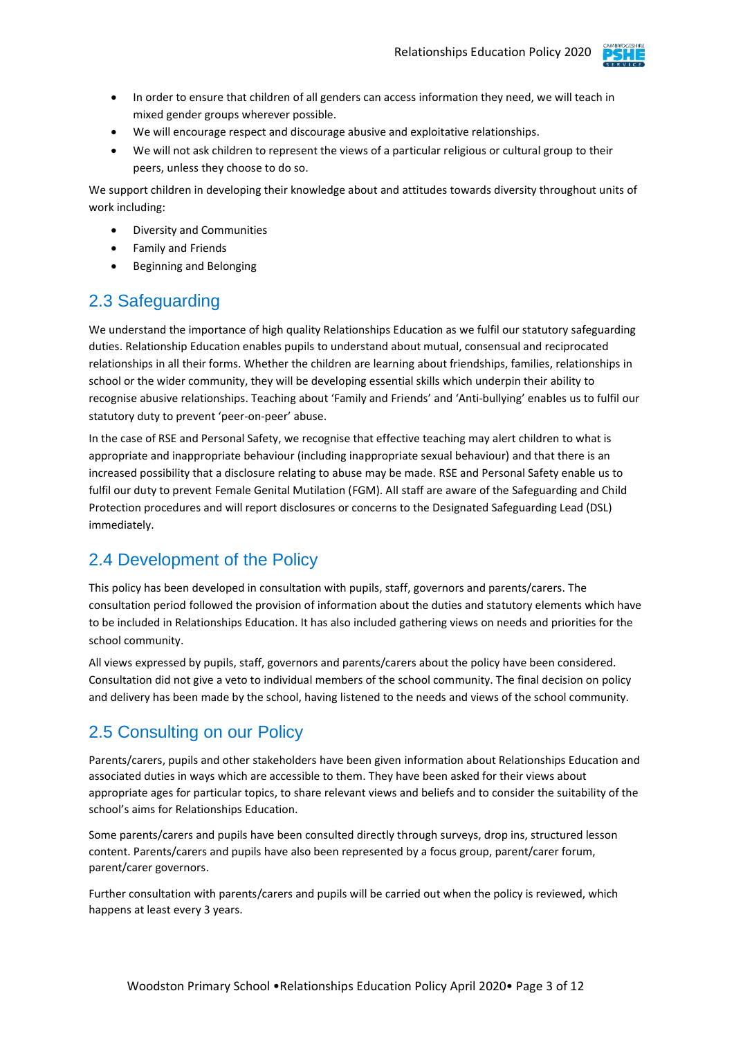- In order to ensure that children of all genders can access information they need, we will teach in mixed gender groups wherever possible.
- We will encourage respect and discourage abusive and exploitative relationships.
- We will not ask children to represent the views of a particular religious or cultural group to their peers, unless they choose to do so.

We support children in developing their knowledge about and attitudes towards diversity throughout units of work including:

- Diversity and Communities
- Family and Friends
- Beginning and Belonging

## 2.3 Safeguarding

We understand the importance of high quality Relationships Education as we fulfil our statutory safeguarding duties. Relationship Education enables pupils to understand about mutual, consensual and reciprocated relationships in all their forms. Whether the children are learning about friendships, families, relationships in school or the wider community, they will be developing essential skills which underpin their ability to recognise abusive relationships. Teaching about 'Family and Friends' and 'Anti-bullying' enables us to fulfil our statutory duty to prevent 'peer-on-peer' abuse.

In the case of RSE and Personal Safety, we recognise that effective teaching may alert children to what is appropriate and inappropriate behaviour (including inappropriate sexual behaviour) and that there is an increased possibility that a disclosure relating to abuse may be made. RSE and Personal Safety enable us to fulfil our duty to prevent Female Genital Mutilation (FGM). All staff are aware of the Safeguarding and Child Protection procedures and will report disclosures or concerns to the Designated Safeguarding Lead (DSL) immediately.

## 2.4 Development of the Policy

This policy has been developed in consultation with pupils, staff, governors and parents/carers. The consultation period followed the provision of information about the duties and statutory elements which have to be included in Relationships Education. It has also included gathering views on needs and priorities for the school community.

All views expressed by pupils, staff, governors and parents/carers about the policy have been considered. Consultation did not give a veto to individual members of the school community. The final decision on policy and delivery has been made by the school, having listened to the needs and views of the school community.

## 2.5 Consulting on our Policy

Parents/carers, pupils and other stakeholders have been given information about Relationships Education and associated duties in ways which are accessible to them. They have been asked for their views about appropriate ages for particular topics, to share relevant views and beliefs and to consider the suitability of the school's aims for Relationships Education.

Some parents/carers and pupils have been consulted directly through surveys, drop ins, structured lesson content. Parents/carers and pupils have also been represented by a focus group, parent/carer forum, parent/carer governors.

Further consultation with parents/carers and pupils will be carried out when the policy is reviewed, which happens at least every 3 years.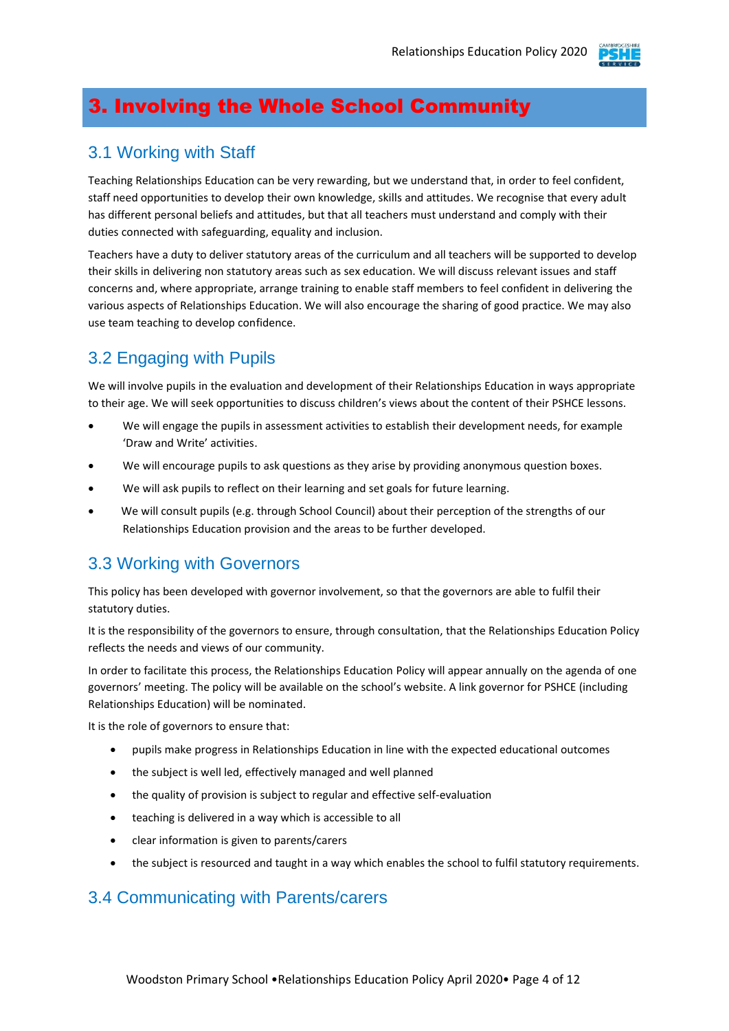# 3. Involving the Whole School Community

## 3.1 Working with Staff

Teaching Relationships Education can be very rewarding, but we understand that, in order to feel confident, staff need opportunities to develop their own knowledge, skills and attitudes. We recognise that every adult has different personal beliefs and attitudes, but that all teachers must understand and comply with their duties connected with safeguarding, equality and inclusion.

Teachers have a duty to deliver statutory areas of the curriculum and all teachers will be supported to develop their skills in delivering non statutory areas such as sex education. We will discuss relevant issues and staff concerns and, where appropriate, arrange training to enable staff members to feel confident in delivering the various aspects of Relationships Education. We will also encourage the sharing of good practice. We may also use team teaching to develop confidence.

## 3.2 Engaging with Pupils

We will involve pupils in the evaluation and development of their Relationships Education in ways appropriate to their age. We will seek opportunities to discuss children's views about the content of their PSHCE lessons.

- We will engage the pupils in assessment activities to establish their development needs, for example 'Draw and Write' activities.
- We will encourage pupils to ask questions as they arise by providing anonymous question boxes.
- We will ask pupils to reflect on their learning and set goals for future learning.
- We will consult pupils (e.g. through School Council) about their perception of the strengths of our Relationships Education provision and the areas to be further developed.

## 3.3 Working with Governors

This policy has been developed with governor involvement, so that the governors are able to fulfil their statutory duties.

It is the responsibility of the governors to ensure, through consultation, that the Relationships Education Policy reflects the needs and views of our community.

In order to facilitate this process, the Relationships Education Policy will appear annually on the agenda of one governors' meeting. The policy will be available on the school's website. A link governor for PSHCE (including Relationships Education) will be nominated.

It is the role of governors to ensure that:

- pupils make progress in Relationships Education in line with the expected educational outcomes
- the subject is well led, effectively managed and well planned
- the quality of provision is subject to regular and effective self-evaluation
- teaching is delivered in a way which is accessible to all
- clear information is given to parents/carers
- the subject is resourced and taught in a way which enables the school to fulfil statutory requirements.

## 3.4 Communicating with Parents/carers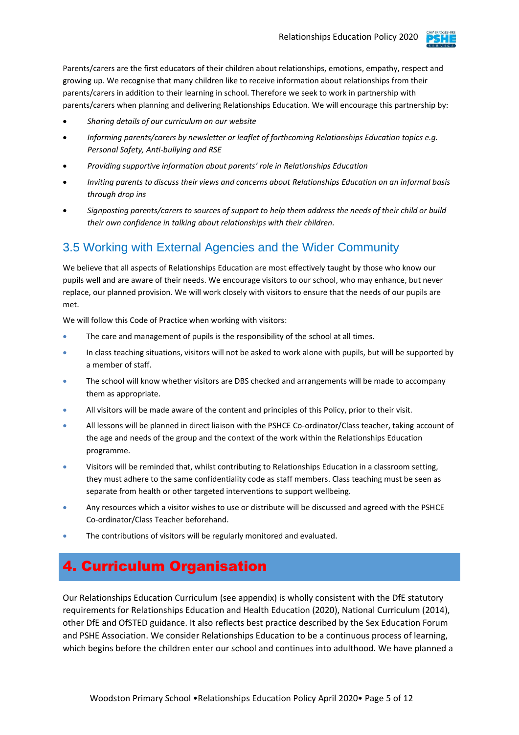Parents/carers are the first educators of their children about relationships, emotions, empathy, respect and growing up. We recognise that many children like to receive information about relationships from their parents/carers in addition to their learning in school. Therefore we seek to work in partnership with parents/carers when planning and delivering Relationships Education. We will encourage this partnership by:

- *Sharing details of our curriculum on our website*
- *Informing parents/carers by newsletter or leaflet of forthcoming Relationships Education topics e.g. Personal Safety, Anti-bullying and RSE*
- *Providing supportive information about parents' role in Relationships Education*
- *Inviting parents to discuss their views and concerns about Relationships Education on an informal basis through drop ins*
- *Signposting parents/carers to sources of support to help them address the needs of their child or build their own confidence in talking about relationships with their children.*

## 3.5 Working with External Agencies and the Wider Community

We believe that all aspects of Relationships Education are most effectively taught by those who know our pupils well and are aware of their needs. We encourage visitors to our school, who may enhance, but never replace, our planned provision. We will work closely with visitors to ensure that the needs of our pupils are met.

We will follow this Code of Practice when working with visitors:

- The care and management of pupils is the responsibility of the school at all times.
- In class teaching situations, visitors will not be asked to work alone with pupils, but will be supported by a member of staff.
- The school will know whether visitors are DBS checked and arrangements will be made to accompany them as appropriate.
- All visitors will be made aware of the content and principles of this Policy, prior to their visit.
- All lessons will be planned in direct liaison with the PSHCE Co-ordinator/Class teacher, taking account of the age and needs of the group and the context of the work within the Relationships Education programme.
- Visitors will be reminded that, whilst contributing to Relationships Education in a classroom setting, they must adhere to the same confidentiality code as staff members. Class teaching must be seen as separate from health or other targeted interventions to support wellbeing.
- Any resources which a visitor wishes to use or distribute will be discussed and agreed with the PSHCE Co-ordinator/Class Teacher beforehand.
- The contributions of visitors will be regularly monitored and evaluated.

# 4. Curriculum Organisation

Our Relationships Education Curriculum (see appendix) is wholly consistent with the DfE statutory requirements for Relationships Education and Health Education (2020), National Curriculum (2014), other DfE and OfSTED guidance. It also reflects best practice described by the Sex Education Forum and PSHE Association. We consider Relationships Education to be a continuous process of learning, which begins before the children enter our school and continues into adulthood. We have planned a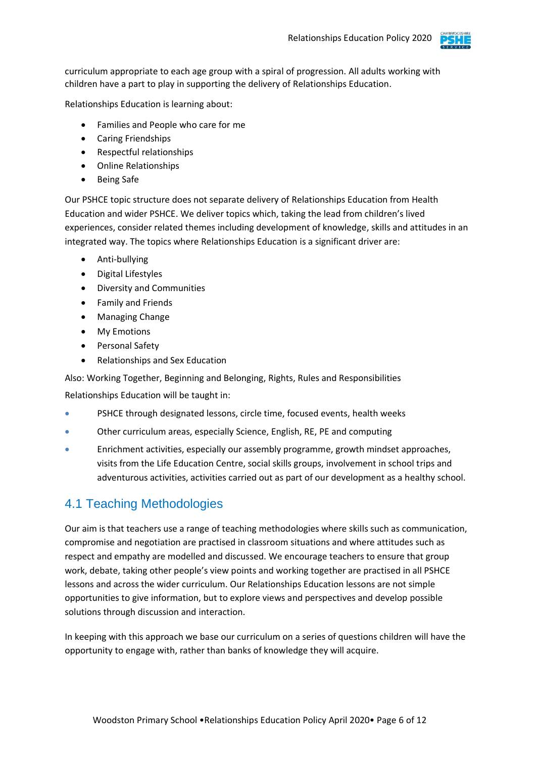curriculum appropriate to each age group with a spiral of progression. All adults working with children have a part to play in supporting the delivery of Relationships Education.

Relationships Education is learning about:

- Families and People who care for me
- Caring Friendships
- Respectful relationships
- Online Relationships
- Being Safe

Our PSHCE topic structure does not separate delivery of Relationships Education from Health Education and wider PSHCE. We deliver topics which, taking the lead from children's lived experiences, consider related themes including development of knowledge, skills and attitudes in an integrated way. The topics where Relationships Education is a significant driver are:

- Anti-bullying
- Digital Lifestyles
- Diversity and Communities
- Family and Friends
- Managing Change
- My Emotions
- Personal Safety
- Relationships and Sex Education

Also: Working Together, Beginning and Belonging, Rights, Rules and Responsibilities

Relationships Education will be taught in:

- PSHCE through designated lessons, circle time, focused events, health weeks
- Other curriculum areas, especially Science, English, RE, PE and computing
- Enrichment activities, especially our assembly programme, growth mindset approaches, visits from the Life Education Centre, social skills groups, involvement in school trips and adventurous activities, activities carried out as part of our development as a healthy school.

## 4.1 Teaching Methodologies

Our aim is that teachers use a range of teaching methodologies where skills such as communication, compromise and negotiation are practised in classroom situations and where attitudes such as respect and empathy are modelled and discussed. We encourage teachers to ensure that group work, debate, taking other people's view points and working together are practised in all PSHCE lessons and across the wider curriculum. Our Relationships Education lessons are not simple opportunities to give information, but to explore views and perspectives and develop possible solutions through discussion and interaction.

In keeping with this approach we base our curriculum on a series of questions children will have the opportunity to engage with, rather than banks of knowledge they will acquire.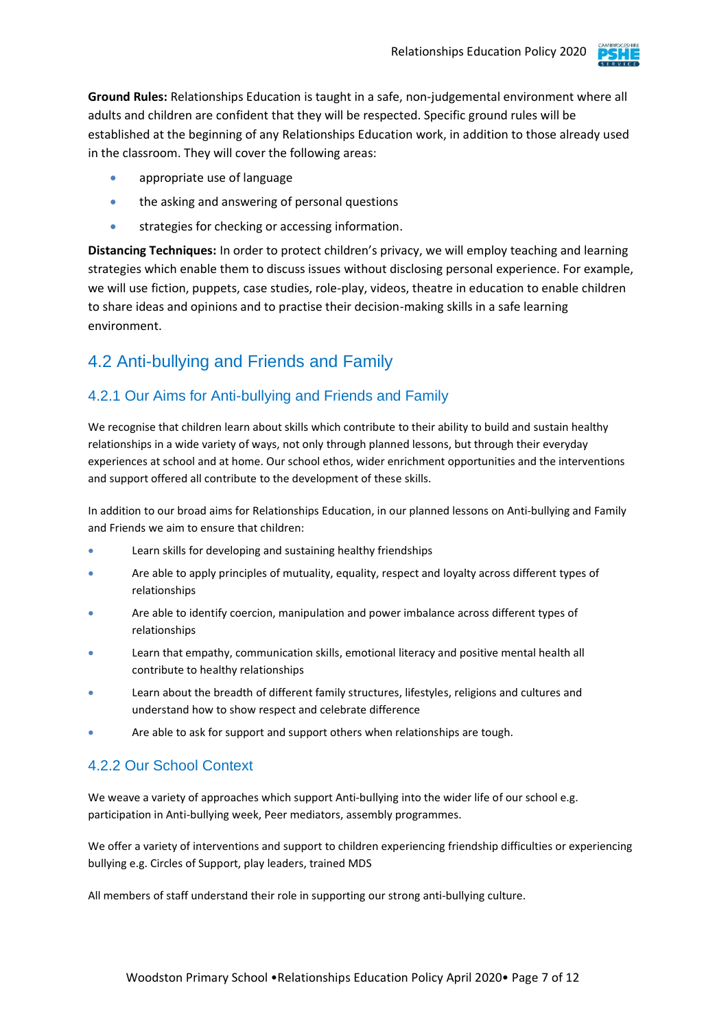**Ground Rules:** Relationships Education is taught in a safe, non-judgemental environment where all adults and children are confident that they will be respected. Specific ground rules will be established at the beginning of any Relationships Education work, in addition to those already used in the classroom. They will cover the following areas:

- appropriate use of language
- the asking and answering of personal questions
- strategies for checking or accessing information.

**Distancing Techniques:** In order to protect children's privacy, we will employ teaching and learning strategies which enable them to discuss issues without disclosing personal experience. For example, we will use fiction, puppets, case studies, role-play, videos, theatre in education to enable children to share ideas and opinions and to practise their decision-making skills in a safe learning environment.

## 4.2 Anti-bullying and Friends and Family

### 4.2.1 Our Aims for Anti-bullying and Friends and Family

We recognise that children learn about skills which contribute to their ability to build and sustain healthy relationships in a wide variety of ways, not only through planned lessons, but through their everyday experiences at school and at home. Our school ethos, wider enrichment opportunities and the interventions and support offered all contribute to the development of these skills.

In addition to our broad aims for Relationships Education, in our planned lessons on Anti-bullying and Family and Friends we aim to ensure that children:

- Learn skills for developing and sustaining healthy friendships
- Are able to apply principles of mutuality, equality, respect and loyalty across different types of relationships
- Are able to identify coercion, manipulation and power imbalance across different types of relationships
- Learn that empathy, communication skills, emotional literacy and positive mental health all contribute to healthy relationships
- Learn about the breadth of different family structures, lifestyles, religions and cultures and understand how to show respect and celebrate difference
- Are able to ask for support and support others when relationships are tough.

### 4.2.2 Our School Context

We weave a variety of approaches which support Anti-bullying into the wider life of our school e.g. participation in Anti-bullying week, Peer mediators, assembly programmes.

We offer a variety of interventions and support to children experiencing friendship difficulties or experiencing bullying e.g. Circles of Support, play leaders, trained MDS

All members of staff understand their role in supporting our strong anti-bullying culture.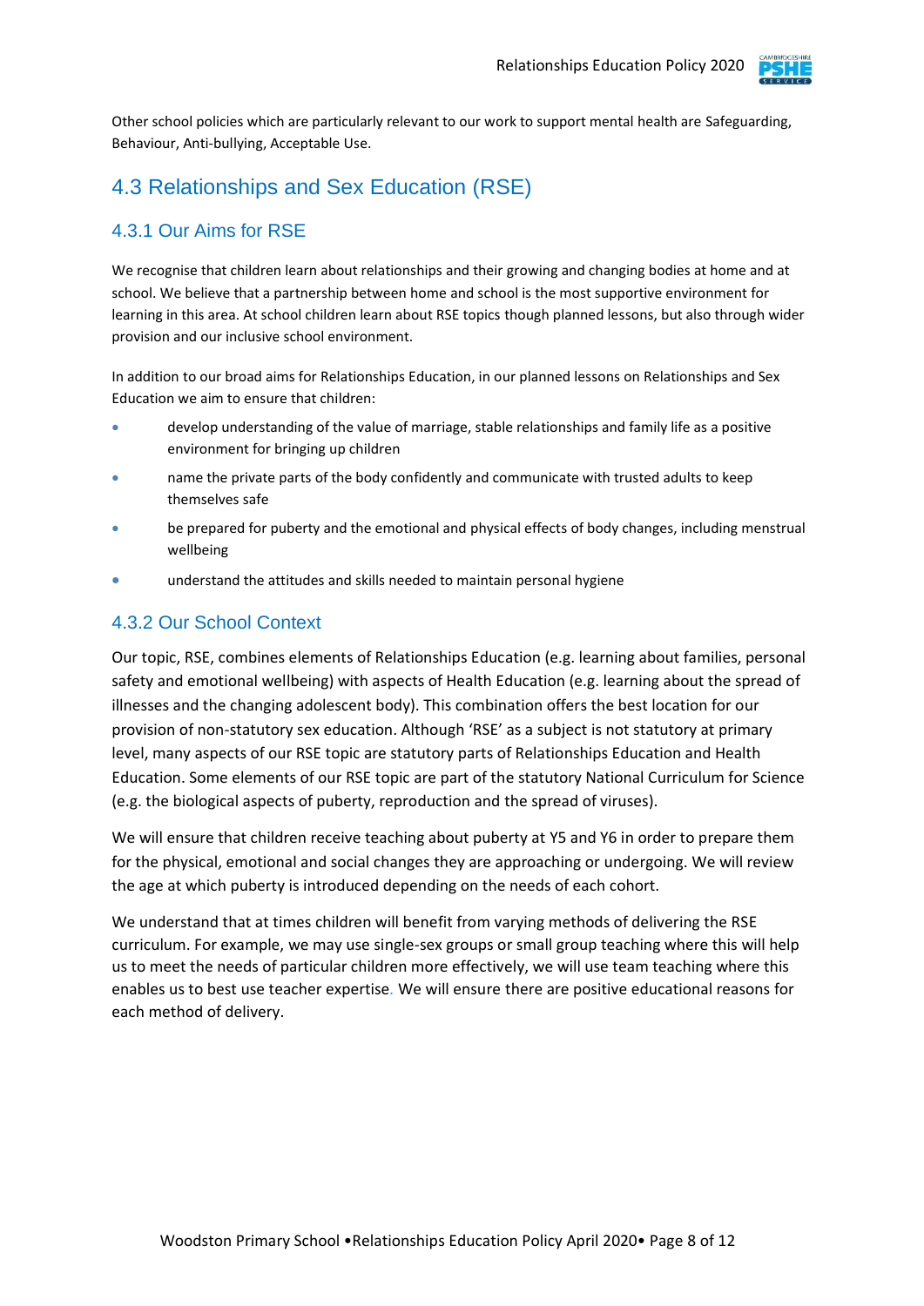Other school policies which are particularly relevant to our work to support mental health are Safeguarding, Behaviour, Anti-bullying, Acceptable Use.

## 4.3 Relationships and Sex Education (RSE)

### 4.3.1 Our Aims for RSE

We recognise that children learn about relationships and their growing and changing bodies at home and at school. We believe that a partnership between home and school is the most supportive environment for learning in this area. At school children learn about RSE topics though planned lessons, but also through wider provision and our inclusive school environment.

In addition to our broad aims for Relationships Education, in our planned lessons on Relationships and Sex Education we aim to ensure that children:

- develop understanding of the value of marriage, stable relationships and family life as a positive environment for bringing up children
- name the private parts of the body confidently and communicate with trusted adults to keep themselves safe
- be prepared for puberty and the emotional and physical effects of body changes, including menstrual wellbeing
- understand the attitudes and skills needed to maintain personal hygiene

### 4.3.2 Our School Context

Our topic, RSE, combines elements of Relationships Education (e.g. learning about families, personal safety and emotional wellbeing) with aspects of Health Education (e.g. learning about the spread of illnesses and the changing adolescent body). This combination offers the best location for our provision of non-statutory sex education. Although 'RSE' as a subject is not statutory at primary level, many aspects of our RSE topic are statutory parts of Relationships Education and Health Education. Some elements of our RSE topic are part of the statutory National Curriculum for Science (e.g. the biological aspects of puberty, reproduction and the spread of viruses).

We will ensure that children receive teaching about puberty at Y5 and Y6 in order to prepare them for the physical, emotional and social changes they are approaching or undergoing. We will review the age at which puberty is introduced depending on the needs of each cohort.

We understand that at times children will benefit from varying methods of delivering the RSE curriculum. For example, we may use single-sex groups or small group teaching where this will help us to meet the needs of particular children more effectively, we will use team teaching where this enables us to best use teacher expertise. We will ensure there are positive educational reasons for each method of delivery.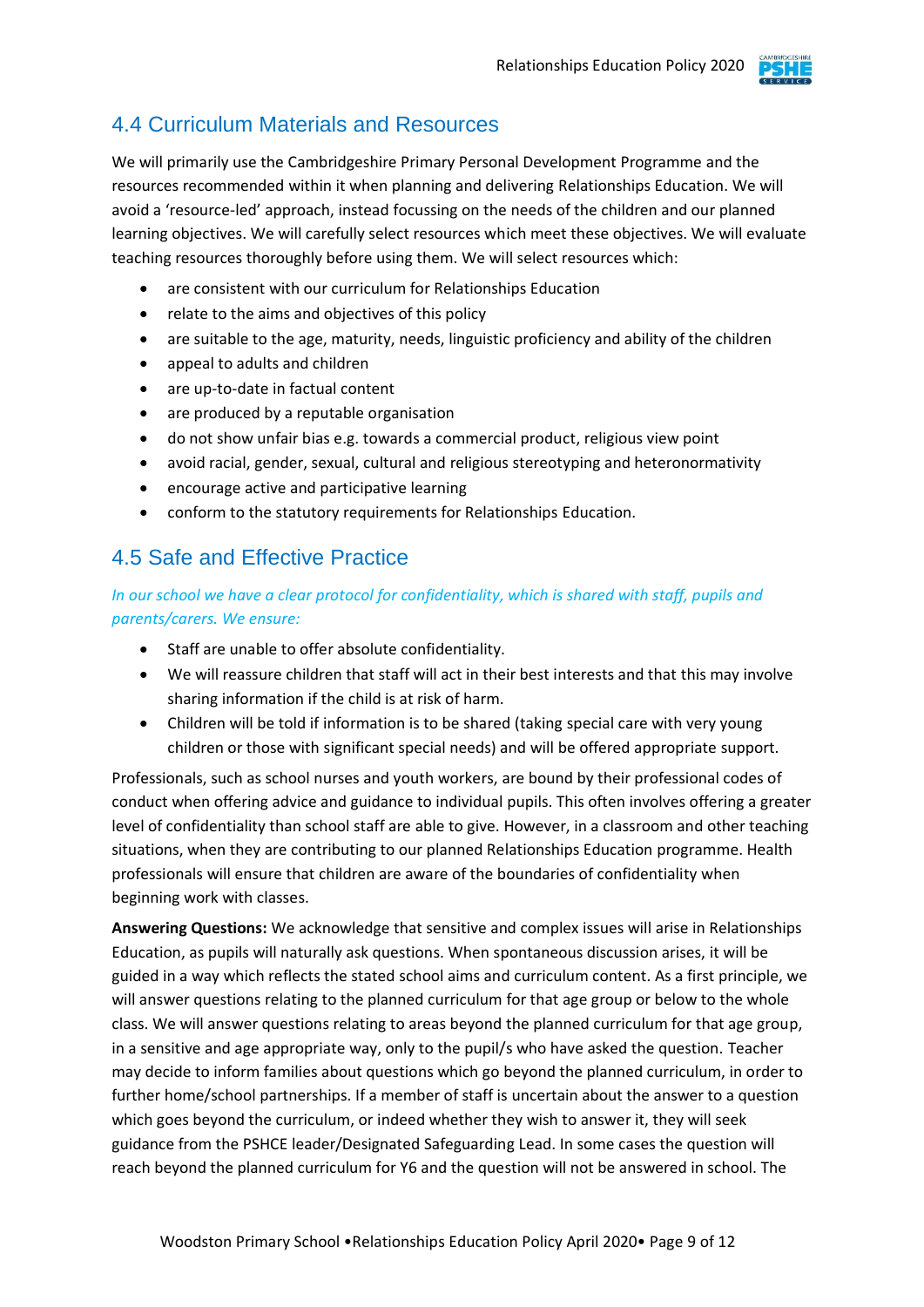## 4.4 Curriculum Materials and Resources

We will primarily use the Cambridgeshire Primary Personal Development Programme and the resources recommended within it when planning and delivering Relationships Education. We will avoid a 'resource-led' approach, instead focussing on the needs of the children and our planned learning objectives. We will carefully select resources which meet these objectives. We will evaluate teaching resources thoroughly before using them. We will select resources which:

- are consistent with our curriculum for Relationships Education
- relate to the aims and objectives of this policy
- are suitable to the age, maturity, needs, linguistic proficiency and ability of the children
- appeal to adults and children
- are up-to-date in factual content
- are produced by a reputable organisation
- do not show unfair bias e.g. towards a commercial product, religious view point
- avoid racial, gender, sexual, cultural and religious stereotyping and heteronormativity
- encourage active and participative learning
- conform to the statutory requirements for Relationships Education.

## 4.5 Safe and Effective Practice

*In our school we have a clear protocol for confidentiality, which is shared with staff, pupils and parents/carers. We ensure:*

- Staff are unable to offer absolute confidentiality.
- We will reassure children that staff will act in their best interests and that this may involve sharing information if the child is at risk of harm.
- Children will be told if information is to be shared (taking special care with very young children or those with significant special needs) and will be offered appropriate support.

Professionals, such as school nurses and youth workers, are bound by their professional codes of conduct when offering advice and guidance to individual pupils. This often involves offering a greater level of confidentiality than school staff are able to give. However, in a classroom and other teaching situations, when they are contributing to our planned Relationships Education programme. Health professionals will ensure that children are aware of the boundaries of confidentiality when beginning work with classes.

**Answering Questions:** We acknowledge that sensitive and complex issues will arise in Relationships Education, as pupils will naturally ask questions. When spontaneous discussion arises, it will be guided in a way which reflects the stated school aims and curriculum content. As a first principle, we will answer questions relating to the planned curriculum for that age group or below to the whole class. We will answer questions relating to areas beyond the planned curriculum for that age group, in a sensitive and age appropriate way, only to the pupil/s who have asked the question. Teacher may decide to inform families about questions which go beyond the planned curriculum, in order to further home/school partnerships. If a member of staff is uncertain about the answer to a question which goes beyond the curriculum, or indeed whether they wish to answer it, they will seek guidance from the PSHCE leader/Designated Safeguarding Lead. In some cases the question will reach beyond the planned curriculum for Y6 and the question will not be answered in school. The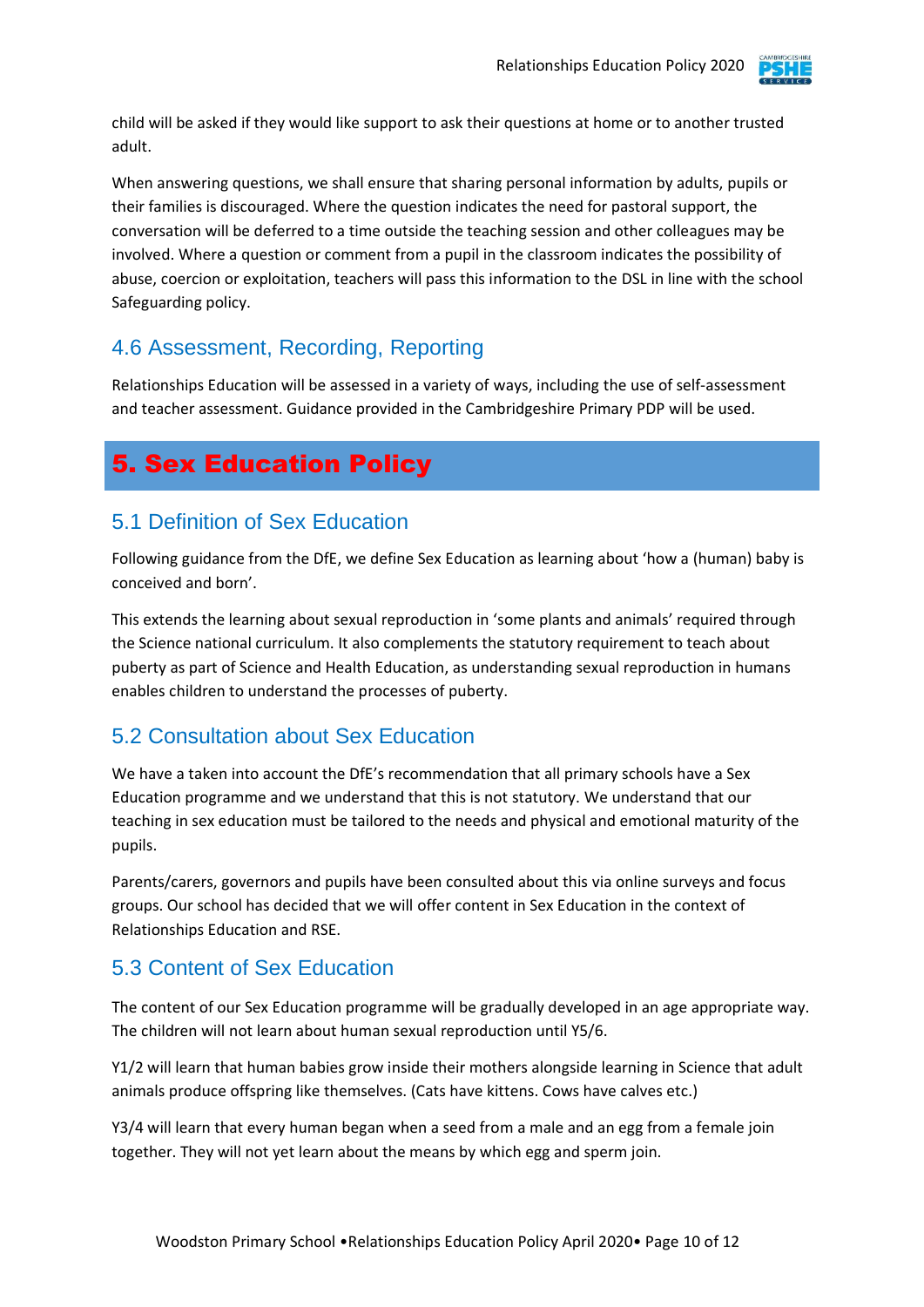child will be asked if they would like support to ask their questions at home or to another trusted adult.

When answering questions, we shall ensure that sharing personal information by adults, pupils or their families is discouraged. Where the question indicates the need for pastoral support, the conversation will be deferred to a time outside the teaching session and other colleagues may be involved. Where a question or comment from a pupil in the classroom indicates the possibility of abuse, coercion or exploitation, teachers will pass this information to the DSL in line with the school Safeguarding policy.

### 4.6 Assessment, Recording, Reporting

Relationships Education will be assessed in a variety of ways, including the use of self-assessment and teacher assessment. Guidance provided in the Cambridgeshire Primary PDP will be used.

## 5. Sex Education Policy

### 5.1 Definition of Sex Education

Following guidance from the DfE, we define Sex Education as learning about 'how a (human) baby is conceived and born'.

This extends the learning about sexual reproduction in 'some plants and animals' required through the Science national curriculum. It also complements the statutory requirement to teach about puberty as part of Science and Health Education, as understanding sexual reproduction in humans enables children to understand the processes of puberty.

### 5.2 Consultation about Sex Education

We have a taken into account the DfE's recommendation that all primary schools have a Sex Education programme and we understand that this is not statutory. We understand that our teaching in sex education must be tailored to the needs and physical and emotional maturity of the pupils.

Parents/carers, governors and pupils have been consulted about this via online surveys and focus groups. Our school has decided that we will offer content in Sex Education in the context of Relationships Education and RSE.

### 5.3 Content of Sex Education

The content of our Sex Education programme will be gradually developed in an age appropriate way. The children will not learn about human sexual reproduction until Y5/6.

Y1/2 will learn that human babies grow inside their mothers alongside learning in Science that adult animals produce offspring like themselves. (Cats have kittens. Cows have calves etc.)

Y3/4 will learn that every human began when a seed from a male and an egg from a female join together. They will not yet learn about the means by which egg and sperm join.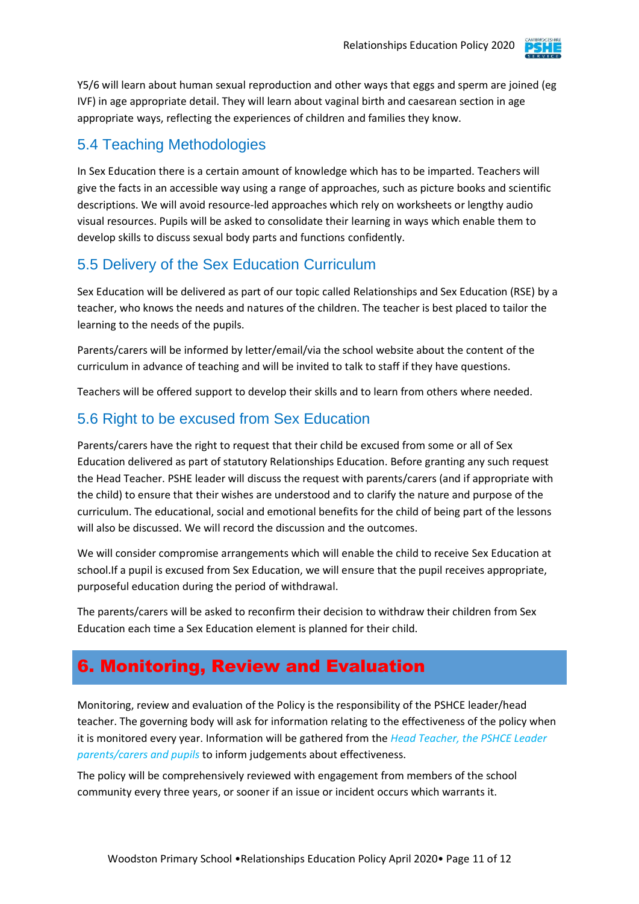Y5/6 will learn about human sexual reproduction and other ways that eggs and sperm are joined (eg IVF) in age appropriate detail. They will learn about vaginal birth and caesarean section in age appropriate ways, reflecting the experiences of children and families they know.

### 5.4 Teaching Methodologies

In Sex Education there is a certain amount of knowledge which has to be imparted. Teachers will give the facts in an accessible way using a range of approaches, such as picture books and scientific descriptions. We will avoid resource-led approaches which rely on worksheets or lengthy audio visual resources. Pupils will be asked to consolidate their learning in ways which enable them to develop skills to discuss sexual body parts and functions confidently.

### 5.5 Delivery of the Sex Education Curriculum

Sex Education will be delivered as part of our topic called Relationships and Sex Education (RSE) by a teacher, who knows the needs and natures of the children. The teacher is best placed to tailor the learning to the needs of the pupils.

Parents/carers will be informed by letter/email/via the school website about the content of the curriculum in advance of teaching and will be invited to talk to staff if they have questions.

Teachers will be offered support to develop their skills and to learn from others where needed.

### 5.6 Right to be excused from Sex Education

Parents/carers have the right to request that their child be excused from some or all of Sex Education delivered as part of statutory Relationships Education. Before granting any such request the Head Teacher. PSHE leader will discuss the request with parents/carers (and if appropriate with the child) to ensure that their wishes are understood and to clarify the nature and purpose of the curriculum. The educational, social and emotional benefits for the child of being part of the lessons will also be discussed. We will record the discussion and the outcomes.

We will consider compromise arrangements which will enable the child to receive Sex Education at school.If a pupil is excused from Sex Education, we will ensure that the pupil receives appropriate, purposeful education during the period of withdrawal.

The parents/carers will be asked to reconfirm their decision to withdraw their children from Sex Education each time a Sex Education element is planned for their child.

## 6. Monitoring, Review and Evaluation

Monitoring, review and evaluation of the Policy is the responsibility of the PSHCE leader/head teacher. The governing body will ask for information relating to the effectiveness of the policy when it is monitored every year. Information will be gathered from the *Head Teacher, the PSHCE Leader parents/carers and pupils* to inform judgements about effectiveness.

The policy will be comprehensively reviewed with engagement from members of the school community every three years, or sooner if an issue or incident occurs which warrants it.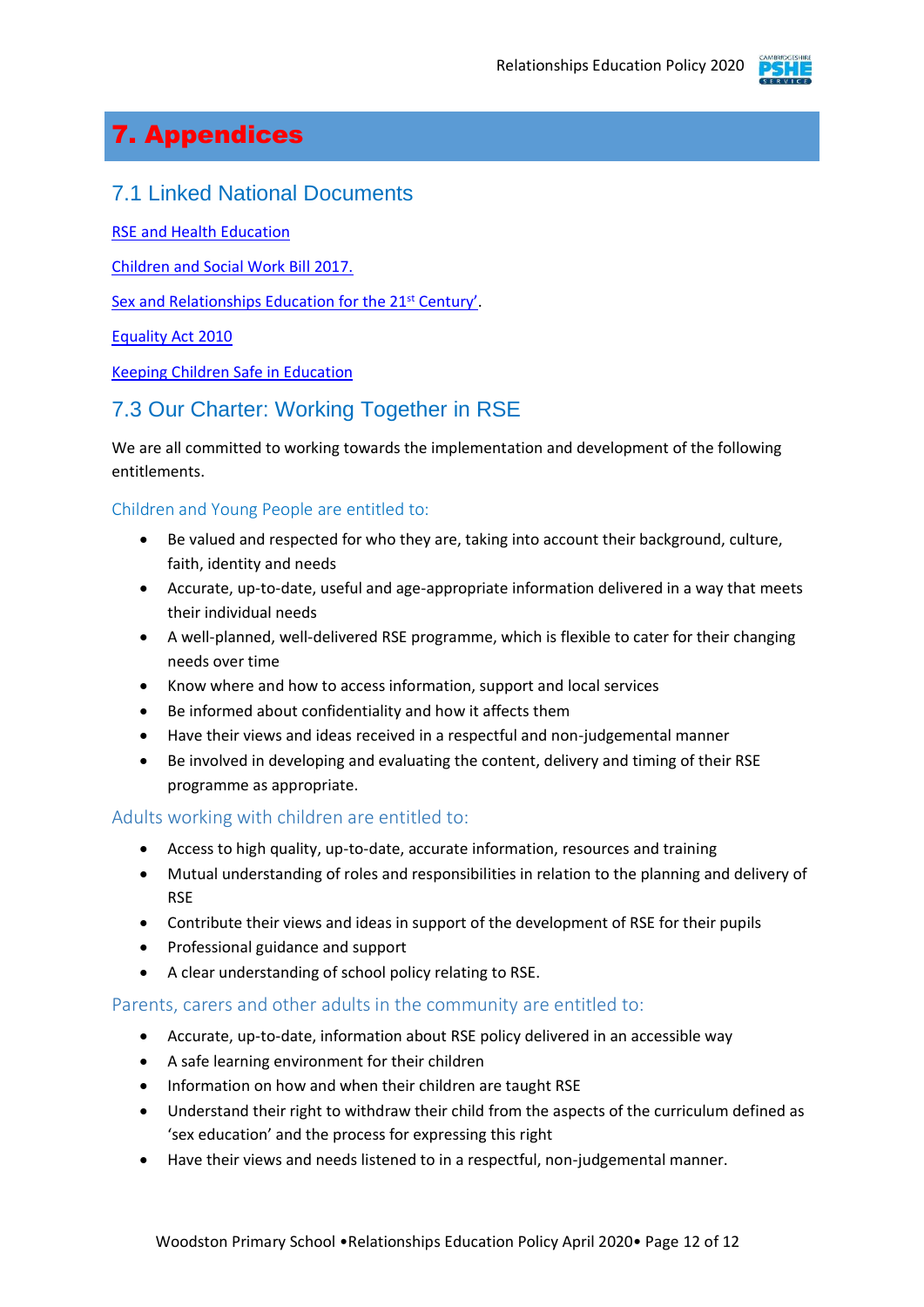# 7. Appendices

## 7.1 Linked National Documents

RSE and Health Education

Children and Social Work Bill 2017.

Sex and Relationships Education for the 21st Century'.

Equality Act 2010

Keeping Children Safe in Education

## 7.3 Our Charter: Working Together in RSE

We are all committed to working towards the implementation and development of the following entitlements.

### Children and Young People are entitled to:

- Be valued and respected for who they are, taking into account their background, culture, faith, identity and needs
- Accurate, up-to-date, useful and age-appropriate information delivered in a way that meets their individual needs
- A well-planned, well-delivered RSE programme, which is flexible to cater for their changing needs over time
- Know where and how to access information, support and local services
- Be informed about confidentiality and how it affects them
- Have their views and ideas received in a respectful and non-judgemental manner
- Be involved in developing and evaluating the content, delivery and timing of their RSE programme as appropriate.

### Adults working with children are entitled to:

- Access to high quality, up-to-date, accurate information, resources and training
- Mutual understanding of roles and responsibilities in relation to the planning and delivery of RSE
- Contribute their views and ideas in support of the development of RSE for their pupils
- Professional guidance and support
- A clear understanding of school policy relating to RSE.

### Parents, carers and other adults in the community are entitled to:

- Accurate, up-to-date, information about RSE policy delivered in an accessible way
- A safe learning environment for their children
- Information on how and when their children are taught RSE
- Understand their right to withdraw their child from the aspects of the curriculum defined as 'sex education' and the process for expressing this right
- Have their views and needs listened to in a respectful, non-judgemental manner.